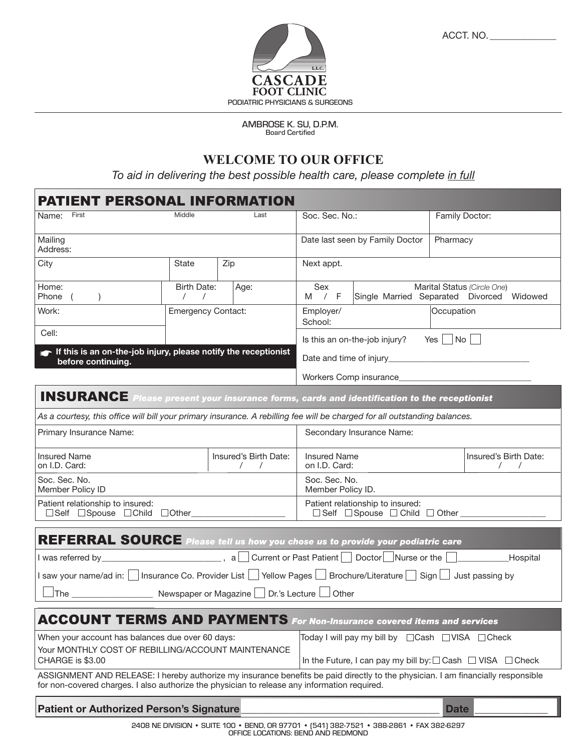ACCT. NO. ______________

# CASCADE FOOT CLINIC

L.L.C.

PODIATRIC PHYSICIANS & SURGEONS

AMBROSE K. SU, D.P.M.
Board Certified

## WELCOME TO OUR OFFICE

*To aid in delivering the best possible health care, please complete in full*

## PATIENT PERSONAL INFORMATION

| Name: First Middle Last | | | Soc. Sec. No.: | Family Doctor: |
|---|---|---|---|---|
| Mailing Address: | | | Date last seen by Family Doctor | Pharmacy |
| City | State | Zip | Next appt. | |
| Home: Phone ( ) | Birth Date: / / | Age: | Sex M / F | Marital Status *(Circle One)* Single Married Separated Divorced Widowed |
| Work: | Emergency Contact: | | Employer/ School: | Occupation |
| Cell: | | | Is this an on-the-job injury? Yes ☐ No ☐ | |
| **☛ If this is an on-the-job injury, please notify the receptionist before continuing.** | | | Date and time of injury______________________________ | |
| | | | Workers Comp insurance______________________________ | |

## INSURANCE *Please present your insurance forms, cards and identification to the receptionist*

*As a courtesy, this office will bill your primary insurance. A rebilling fee will be charged for all outstanding balances.*

| Primary Insurance Name: | | Secondary Insurance Name: | |
|---|---|---|---|
| Insured Name on I.D. Card: | Insured's Birth Date: / / | Insured Name on I.D. Card: | Insured's Birth Date: / / |
| Soc. Sec. No. Member Policy ID | | Soc. Sec. No. Member Policy ID. | |
| Patient relationship to insured: ☐Self ☐Spouse ☐Child ☐Other____________________ | | Patient relationship to insured: ☐Self ☐Spouse ☐Child ☐Other __________________ | |

## REFERRAL SOURCE *Please tell us how you chose us to provide your podiatric care*

I was referred by_________________________, a ☐ Current or Past Patient ☐ Doctor ☐ Nurse or the ☐ __________Hospital

I saw your name/ad in: ☐ Insurance Co. Provider List ☐ Yellow Pages ☐ Brochure/Literature ☐ Sign ☐ Just passing by

☐ The _________________ Newspaper or Magazine ☐ Dr.'s Lecture ☐ Other

## ACCOUNT TERMS AND PAYMENTS *For Non-Insurance covered items and services*

| When your account has balances due over 60 days: Your MONTHLY COST OF REBILLING/ACCOUNT MAINTENANCE CHARGE is $3.00 | Today I will pay my bill by ☐Cash ☐VISA ☐Check<br>In the Future, I can pay my bill by: ☐Cash ☐VISA ☐Check |
|---|---|

ASSIGNMENT AND RELEASE: I hereby authorize my insurance benefits be paid directly to the physician. I am financially responsible for non-covered charges. I also authorize the physician to release any information required.

**Patient or Authorized Person's Signature** ______________________________________ **Date** ______________

2408 NE DIVISION • SUITE 100 • BEND, OR 97701 • (541) 382-7521 • 388-2861 • FAX 382-6297
OFFICE LOCATIONS: BEND AND REDMOND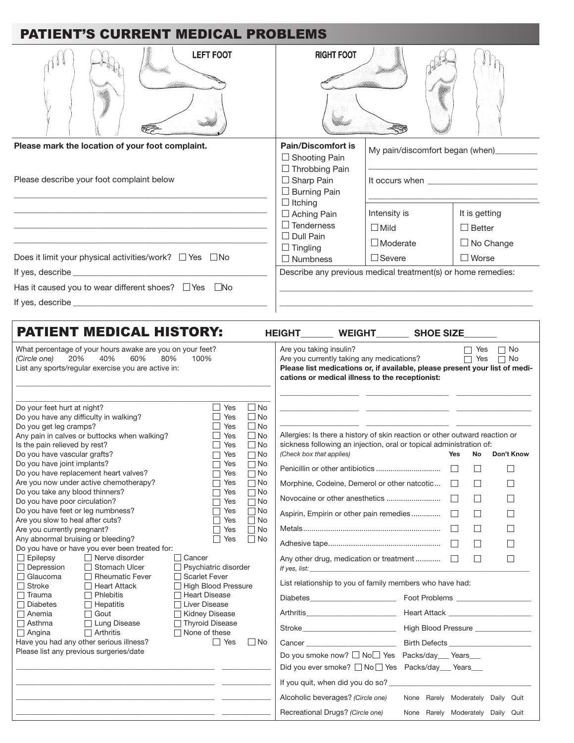## PATIENT'S CURRENT MEDICAL PROBLEMS

LEFT FOOT

RIGHT FOOT

**Please mark the location of your foot complaint.**

Please describe your foot complaint below

\_\_\_\_\_\_\_\_\_\_\_\_\_\_\_\_\_\_\_\_\_\_\_\_\_\_\_\_\_\_\_\_\_\_\_\_\_\_\_\_\_\_\_\_

\_\_\_\_\_\_\_\_\_\_\_\_\_\_\_\_\_\_\_\_\_\_\_\_\_\_\_\_\_\_\_\_\_\_\_\_\_\_\_\_\_\_\_\_

\_\_\_\_\_\_\_\_\_\_\_\_\_\_\_\_\_\_\_\_\_\_\_\_\_\_\_\_\_\_\_\_\_\_\_\_\_\_\_\_\_\_\_\_

\_\_\_\_\_\_\_\_\_\_\_\_\_\_\_\_\_\_\_\_\_\_\_\_\_\_\_\_\_\_\_\_\_\_\_\_\_\_\_\_\_\_\_\_

Does it limit your physical activities/work? ☐ Yes ☐ No

If yes, describe \_\_\_\_\_\_\_\_\_\_\_\_\_\_\_\_\_\_\_\_\_\_\_\_\_\_\_\_\_\_\_\_

Has it caused you to wear different shoes? ☐ Yes ☐ No

If yes, describe \_\_\_\_\_\_\_\_\_\_\_\_\_\_\_\_\_\_\_\_\_\_\_\_\_\_\_\_\_\_\_\_

**Pain/Discomfort is**

- ☐ Shooting Pain
- ☐ Throbbing Pain
- ☐ Sharp Pain
- ☐ Burning Pain
- ☐ Itching
- ☐ Aching Pain
- ☐ Tenderness
- ☐ Dull Pain
- ☐ Tingling
- ☐ Numbness

My pain/discomfort began (when)\_\_\_\_\_\_\_\_\_

\_\_\_\_\_\_\_\_\_\_\_\_\_\_\_\_\_\_\_\_\_\_\_\_\_\_\_\_\_\_\_\_

It occurs when \_\_\_\_\_\_\_\_\_\_\_\_\_\_\_\_\_\_\_\_\_\_\_\_

\_\_\_\_\_\_\_\_\_\_\_\_\_\_\_\_\_\_\_\_\_\_\_\_\_\_\_\_\_\_\_\_

| Intensity is | It is getting |
|---|---|
| ☐ Mild | ☐ Better |
| ☐ Moderate | ☐ No Change |
| ☐ Severe | ☐ Worse |

Describe any previous medical treatment(s) or home remedies:

\_\_\_\_\_\_\_\_\_\_\_\_\_\_\_\_\_\_\_\_\_\_\_\_\_\_\_\_\_\_\_\_\_\_\_\_\_\_\_\_\_\_\_\_

\_\_\_\_\_\_\_\_\_\_\_\_\_\_\_\_\_\_\_\_\_\_\_\_\_\_\_\_\_\_\_\_\_\_\_\_\_\_\_\_\_\_\_\_

## PATIENT MEDICAL HISTORY:

**HEIGHT\_\_\_\_\_\_ WEIGHT\_\_\_\_\_\_ SHOE SIZE\_\_\_\_\_\_**

What percentage of your hours awake are you on your feet?
*(Circle one)* 20% 40% 60% 80% 100%

List any sports/regular exercise you are active in:

\_\_\_\_\_\_\_\_\_\_\_\_\_\_\_\_\_\_\_\_\_\_\_\_\_\_\_\_\_\_\_\_\_\_\_\_\_\_\_\_\_\_\_\_

\_\_\_\_\_\_\_\_\_\_\_\_\_\_\_\_\_\_\_\_\_\_\_\_\_\_\_\_\_\_\_\_\_\_\_\_\_\_\_\_\_\_\_\_

| | Yes | No |
|---|---|---|
| Do your feet hurt at night? | ☐ | ☐ |
| Do you have any difficulty in walking? | ☐ | ☐ |
| Do you get leg cramps? | ☐ | ☐ |
| Any pain in calves or buttocks when walking? | ☐ | ☐ |
| Is the pain relieved by rest? | ☐ | ☐ |
| Do you have vascular grafts? | ☐ | ☐ |
| Do you have joint implants? | ☐ | ☐ |
| Do you have replacement heart valves? | ☐ | ☐ |
| Are you now under active chemotherapy? | ☐ | ☐ |
| Do you take any blood thinners? | ☐ | ☐ |
| Do you have poor circulation? | ☐ | ☐ |
| Do you have feet or leg numbness? | ☐ | ☐ |
| Are you slow to heal after cuts? | ☐ | ☐ |
| Are you currently pregnant? | ☐ | ☐ |
| Any abnormal bruising or bleeding? | ☐ | ☐ |

Do you have or have you ever been treated for:

| | | |
|---|---|---|
| ☐ Epilepsy | ☐ Nerve disorder | ☐ Cancer |
| ☐ Depression | ☐ Stomach Ulcer | ☐ Psychiatric disorder |
| ☐ Glaucoma | ☐ Rheumatic Fever | ☐ Scarlet Fever |
| ☐ Stroke | ☐ Heart Attack | ☐ High Blood Pressure |
| ☐ Trauma | ☐ Phlebitis | ☐ Heart Disease |
| ☐ Diabetes | ☐ Hepatitis | ☐ Liver Disease |
| ☐ Anemia | ☐ Gout | ☐ Kidney Disease |
| ☐ Asthma | ☐ Lung Disease | ☐ Thyroid Disease |
| ☐ Angina | ☐ Arthritis | ☐ None of these |

Have you had any other serious illness? ☐ Yes ☐ No

Please list any previous surgeries/date

\_\_\_\_\_\_\_\_\_\_\_\_\_\_\_\_\_\_\_\_\_\_\_\_\_\_\_\_\_\_\_\_\_\_\_\_ \_\_\_\_\_\_\_\_\_\_

\_\_\_\_\_\_\_\_\_\_\_\_\_\_\_\_\_\_\_\_\_\_\_\_\_\_\_\_\_\_\_\_\_\_\_\_ \_\_\_\_\_\_\_\_\_\_

\_\_\_\_\_\_\_\_\_\_\_\_\_\_\_\_\_\_\_\_\_\_\_\_\_\_\_\_\_\_\_\_\_\_\_\_ \_\_\_\_\_\_\_\_\_\_

\_\_\_\_\_\_\_\_\_\_\_\_\_\_\_\_\_\_\_\_\_\_\_\_\_\_\_\_\_\_\_\_\_\_\_\_ \_\_\_\_\_\_\_\_\_\_

Are you taking insulin? ☐ Yes ☐ No

Are you currently taking any medications? ☐ Yes ☐ No

**Please list medications or, if available, please present your list of medications or medical illness to the receptionist:**

\_\_\_\_\_\_\_\_\_\_\_\_\_\_ \_\_\_\_\_\_\_\_\_\_\_\_\_\_ \_\_\_\_\_\_\_\_\_\_\_\_\_\_

\_\_\_\_\_\_\_\_\_\_\_\_\_\_ \_\_\_\_\_\_\_\_\_\_\_\_\_\_ \_\_\_\_\_\_\_\_\_\_\_\_\_\_

\_\_\_\_\_\_\_\_\_\_\_\_\_\_ \_\_\_\_\_\_\_\_\_\_\_\_\_\_ \_\_\_\_\_\_\_\_\_\_\_\_\_\_

Allergies: Is there a history of skin reaction or other outward reaction or sickness following an injection, oral or topical administration of:

| *(Check box that applies)* | Yes | No | Don't Know |
|---|---|---|---|
| Penicillin or other antibiotics | ☐ | ☐ | ☐ |
| Morphine, Codeine, Demerol or other natcotic | ☐ | ☐ | ☐ |
| Novocaine or other anesthetics | ☐ | ☐ | ☐ |
| Aspirin, Empirin or other pain remedies | ☐ | ☐ | ☐ |
| Metals | ☐ | ☐ | ☐ |
| Adhesive tape | ☐ | ☐ | ☐ |
| Any other drug, medication or treatment | ☐ | ☐ | ☐ |

*If yes, list:* \_\_\_\_\_\_\_\_\_\_\_\_\_\_\_\_\_\_\_\_\_\_\_\_\_\_\_\_\_\_\_\_

List relationship to you of family members who have had:

| | |
|---|---|
| Diabetes\_\_\_\_\_\_\_\_\_\_\_\_\_\_ | Foot Problems \_\_\_\_\_\_\_\_\_\_\_\_\_\_ |
| Arthritis\_\_\_\_\_\_\_\_\_\_\_\_\_\_ | Heart Attack \_\_\_\_\_\_\_\_\_\_\_\_\_\_ |
| Stroke\_\_\_\_\_\_\_\_\_\_\_\_\_\_ | High Blood Pressure \_\_\_\_\_\_\_\_\_\_ |
| Cancer \_\_\_\_\_\_\_\_\_\_\_\_\_\_ | Birth Defects \_\_\_\_\_\_\_\_\_\_\_\_\_\_ |

Do you smoke now? ☐ No ☐ Yes Packs/day\_\_\_ Years\_\_\_

Did you ever smoke? ☐ No ☐ Yes Packs/day\_\_\_ Years\_\_\_

If you quit, when did you do so? \_\_\_\_\_\_\_\_\_\_\_\_\_\_\_\_\_\_\_\_\_\_\_\_

Alcoholic beverages? *(Circle one)* None Rarely Moderately Daily Quit

Recreational Drugs? *(Circle one)* None Rarely Moderately Daily Quit